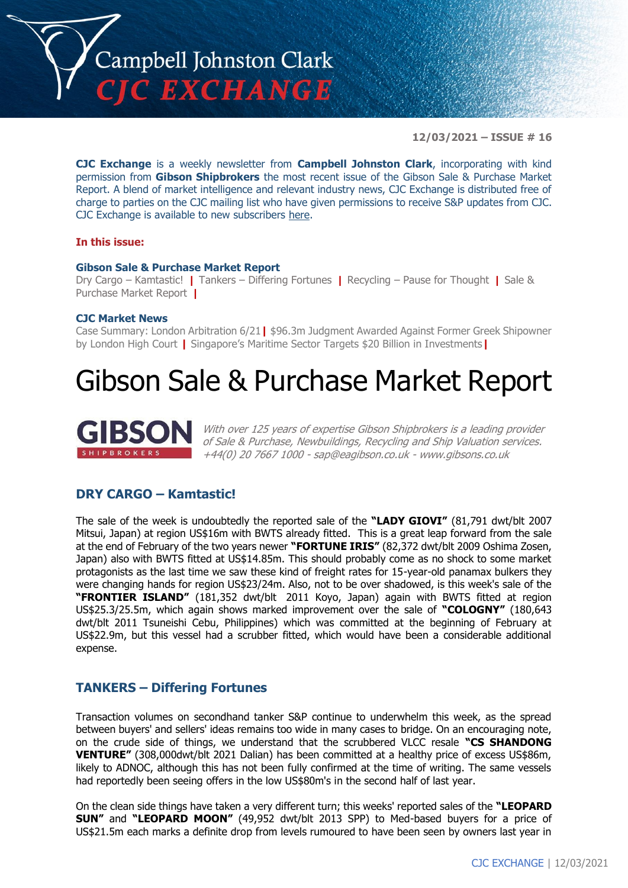# Campbell Johnston Clark
## CJC EXCHANGE

**12/03/2021 – ISSUE # 16**

**CJC Exchange** is a weekly newsletter from **Campbell Johnston Clark**, incorporating with kind permission from **Gibson Shipbrokers** the most recent issue of the Gibson Sale & Purchase Market Report. A blend of market intelligence and relevant industry news, CJC Exchange is distributed free of charge to parties on the CJC mailing list who have given permissions to receive S&P updates from CJC. CJC Exchange is available to new subscribers here.

**In this issue:**

**Gibson Sale & Purchase Market Report**
Dry Cargo – Kamtastic! | Tankers – Differing Fortunes | Recycling – Pause for Thought | Sale & Purchase Market Report |

**CJC Market News**
Case Summary: London Arbitration 6/21 | $96.3m Judgment Awarded Against Former Greek Shipowner by London High Court | Singapore's Maritime Sector Targets $20 Billion in Investments |

# Gibson Sale & Purchase Market Report

**GIBSON** SHIPBROKERS

*With over 125 years of expertise Gibson Shipbrokers is a leading provider of Sale & Purchase, Newbuildings, Recycling and Ship Valuation services. +44(0) 20 7667 1000 - sap@eagibson.co.uk - www.gibsons.co.uk*

## DRY CARGO – Kamtastic!

The sale of the week is undoubtedly the reported sale of the **"LADY GIOVI"** (81,791 dwt/blt 2007 Mitsui, Japan) at region US$16m with BWTS already fitted. This is a great leap forward from the sale at the end of February of the two years newer **"FORTUNE IRIS"** (82,372 dwt/blt 2009 Oshima Zosen, Japan) also with BWTS fitted at US$14.85m. This should probably come as no shock to some market protagonists as the last time we saw these kind of freight rates for 15-year-old panamax bulkers they were changing hands for region US$23/24m. Also, not to be over shadowed, is this week's sale of the **"FRONTIER ISLAND"** (181,352 dwt/blt 2011 Koyo, Japan) again with BWTS fitted at region US$25.3/25.5m, which again shows marked improvement over the sale of **"COLOGNY"** (180,643 dwt/blt 2011 Tsuneishi Cebu, Philippines) which was committed at the beginning of February at US$22.9m, but this vessel had a scrubber fitted, which would have been a considerable additional expense.

## TANKERS – Differing Fortunes

Transaction volumes on secondhand tanker S&P continue to underwhelm this week, as the spread between buyers' and sellers' ideas remains too wide in many cases to bridge. On an encouraging note, on the crude side of things, we understand that the scrubbered VLCC resale **"CS SHANDONG VENTURE"** (308,000dwt/blt 2021 Dalian) has been committed at a healthy price of excess US$86m, likely to ADNOC, although this has not been fully confirmed at the time of writing. The same vessels had reportedly been seeing offers in the low US$80m's in the second half of last year.

On the clean side things have taken a very different turn; this weeks' reported sales of the **"LEOPARD SUN"** and **"LEOPARD MOON"** (49,952 dwt/blt 2013 SPP) to Med-based buyers for a price of US$21.5m each marks a definite drop from levels rumoured to have been seen by owners last year in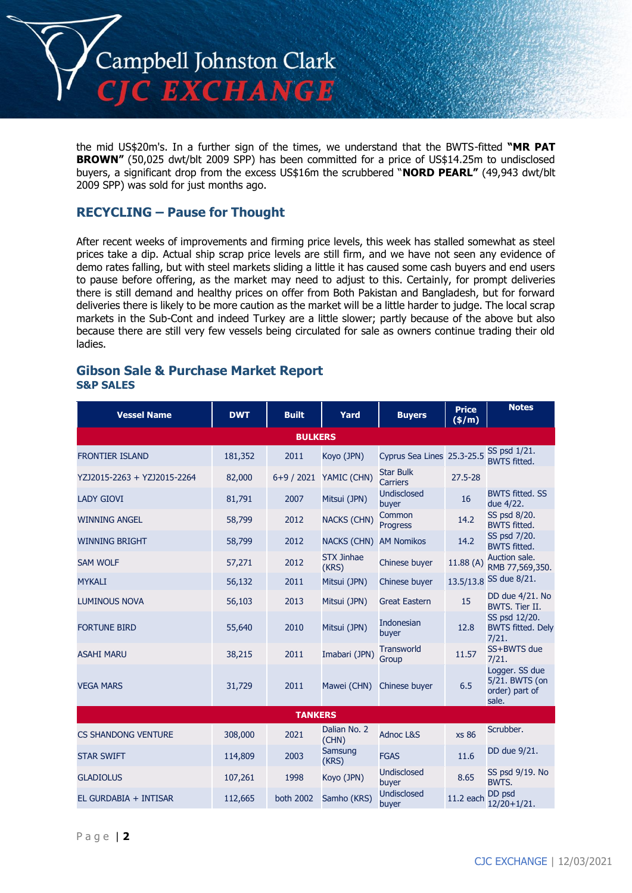the mid US$20m's. In a further sign of the times, we understand that the BWTS-fitted **"MR PAT BROWN"** (50,025 dwt/blt 2009 SPP) has been committed for a price of US$14.25m to undisclosed buyers, a significant drop from the excess US$16m the scrubbered "**NORD PEARL"** (49,943 dwt/blt 2009 SPP) was sold for just months ago.

## RECYCLING – Pause for Thought

After recent weeks of improvements and firming price levels, this week has stalled somewhat as steel prices take a dip. Actual ship scrap price levels are still firm, and we have not seen any evidence of demo rates falling, but with steel markets sliding a little it has caused some cash buyers and end users to pause before offering, as the market may need to adjust to this. Certainly, for prompt deliveries there is still demand and healthy prices on offer from Both Pakistan and Bangladesh, but for forward deliveries there is likely to be more caution as the market will be a little harder to judge. The local scrap markets in the Sub-Cont and indeed Turkey are a little slower; partly because of the above but also because there are still very few vessels being circulated for sale as owners continue trading their old ladies.

## Gibson Sale & Purchase Market Report

### S&P SALES

| Vessel Name | DWT | Built | Yard | Buyers | Price ($/m) | Notes |
|---|---|---|---|---|---|---|
| **BULKERS** | | | | | | |
| FRONTIER ISLAND | 181,352 | 2011 | Koyo (JPN) | Cyprus Sea Lines | 25.3-25.5 | SS psd 1/21. BWTS fitted. |
| YZJ2015-2263 + YZJ2015-2264 | 82,000 | 6+9 / 2021 | YAMIC (CHN) | Star Bulk Carriers | 27.5-28 | |
| LADY GIOVI | 81,791 | 2007 | Mitsui (JPN) | Undisclosed buyer | 16 | BWTS fitted. SS due 4/22. |
| WINNING ANGEL | 58,799 | 2012 | NACKS (CHN) | Common Progress | 14.2 | SS psd 8/20. BWTS fitted. |
| WINNING BRIGHT | 58,799 | 2012 | NACKS (CHN) | AM Nomikos | 14.2 | SS psd 7/20. BWTS fitted. |
| SAM WOLF | 57,271 | 2012 | STX Jinhae (KRS) | Chinese buyer | 11.88 (A) | Auction sale. RMB 77,569,350. |
| MYKALI | 56,132 | 2011 | Mitsui (JPN) | Chinese buyer | 13.5/13.8 | SS due 8/21. |
| LUMINOUS NOVA | 56,103 | 2013 | Mitsui (JPN) | Great Eastern | 15 | DD due 4/21. No BWTS. Tier II. |
| FORTUNE BIRD | 55,640 | 2010 | Mitsui (JPN) | Indonesian buyer | 12.8 | SS psd 12/20. BWTS fitted. Dely 7/21. |
| ASAHI MARU | 38,215 | 2011 | Imabari (JPN) | Transworld Group | 11.57 | SS+BWTS due 7/21. |
| VEGA MARS | 31,729 | 2011 | Mawei (CHN) | Chinese buyer | 6.5 | Logger. SS due 5/21. BWTS (on order) part of sale. |
| **TANKERS** | | | | | | |
| CS SHANDONG VENTURE | 308,000 | 2021 | Dalian No. 2 (CHN) | Adnoc L&S | xs 86 | Scrubber. |
| STAR SWIFT | 114,809 | 2003 | Samsung (KRS) | FGAS | 11.6 | DD due 9/21. |
| GLADIOLUS | 107,261 | 1998 | Koyo (JPN) | Undisclosed buyer | 8.65 | SS psd 9/19. No BWTS. |
| EL GURDABIA + INTISAR | 112,665 | both 2002 | Samho (KRS) | Undisclosed buyer | 11.2 each | DD psd 12/20+1/21. |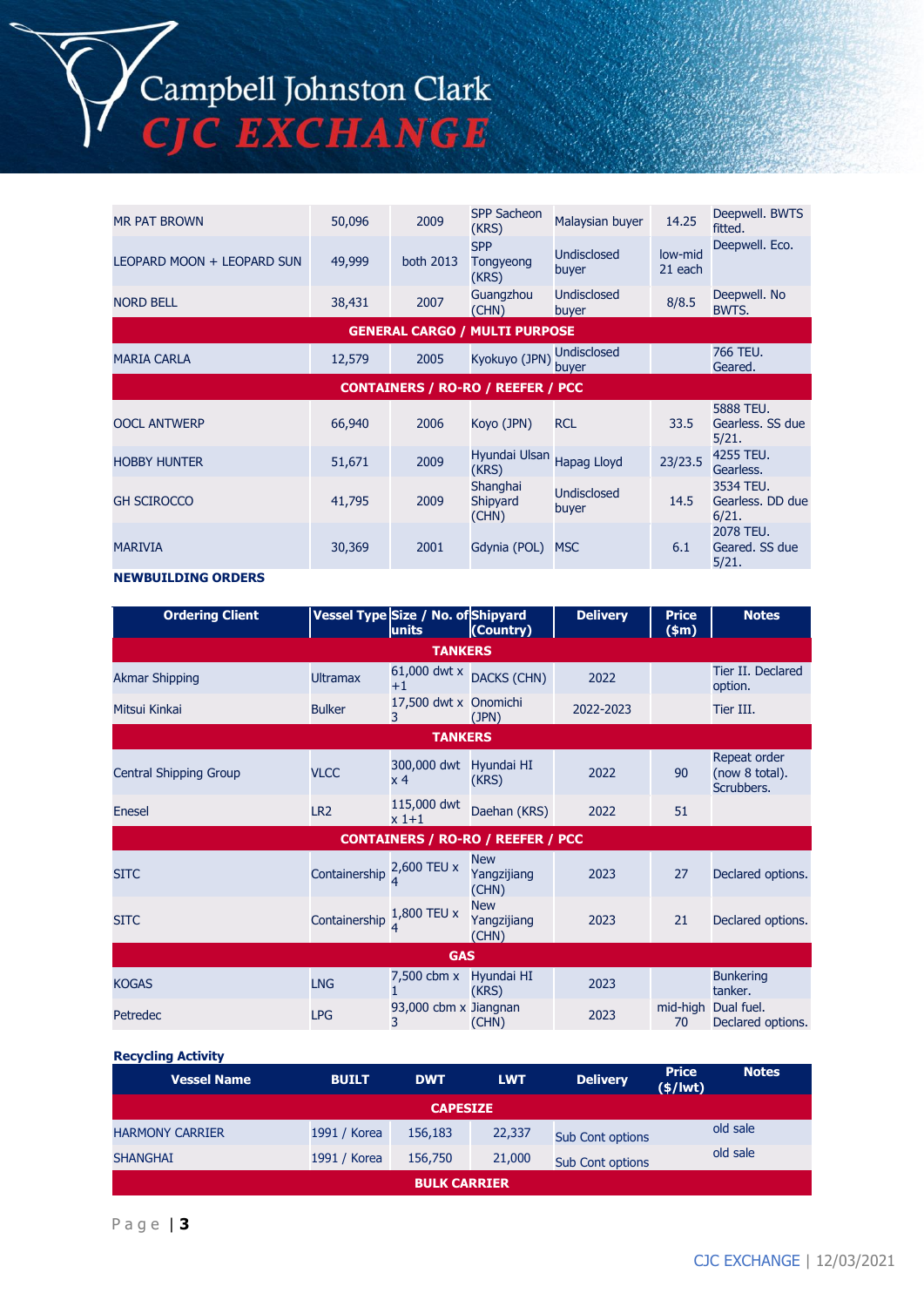| | | | | | | |
|---|---|---|---|---|---|---|
| MR PAT BROWN | 50,096 | 2009 | SPP Sacheon (KRS) | Malaysian buyer | 14.25 | Deepwell. BWTS fitted. |
| LEOPARD MOON + LEOPARD SUN | 49,999 | both 2013 | SPP Tongyeong (KRS) | Undisclosed buyer | low-mid 21 each | Deepwell. Eco. |
| NORD BELL | 38,431 | 2007 | Guangzhou (CHN) | Undisclosed buyer | 8/8.5 | Deepwell. No BWTS. |
| **GENERAL CARGO / MULTI PURPOSE** | | | | | | |
| MARIA CARLA | 12,579 | 2005 | Kyokuyo (JPN) | Undisclosed buyer | | 766 TEU. Geared. |
| **CONTAINERS / RO-RO / REEFER / PCC** | | | | | | |
| OOCL ANTWERP | 66,940 | 2006 | Koyo (JPN) | RCL | 33.5 | 5888 TEU. Gearless. SS due 5/21. |
| HOBBY HUNTER | 51,671 | 2009 | Hyundai Ulsan (KRS) | Hapag Lloyd | 23/23.5 | 4255 TEU. Gearless. |
| GH SCIROCCO | 41,795 | 2009 | Shanghai Shipyard (CHN) | Undisclosed buyer | 14.5 | 3534 TEU. Gearless. DD due 6/21. |
| MARIVIA | 30,369 | 2001 | Gdynia (POL) | MSC | 6.1 | 2078 TEU. Geared. SS due 5/21. |

**NEWBUILDING ORDERS**

| Ordering Client | Vessel Type | Size / No. of units | Shipyard (Country) | Delivery | Price ($m) | Notes |
|---|---|---|---|---|---|---|
| **TANKERS** | | | | | | |
| Akmar Shipping | Ultramax | 61,000 dwt x +1 | DACKS (CHN) | 2022 | | Tier II. Declared option. |
| Mitsui Kinkai | Bulker | 17,500 dwt x 3 | Onomichi (JPN) | 2022-2023 | | Tier III. |
| **TANKERS** | | | | | | |
| Central Shipping Group | VLCC | 300,000 dwt x 4 | Hyundai HI (KRS) | 2022 | 90 | Repeat order (now 8 total). Scrubbers. |
| Enesel | LR2 | 115,000 dwt x 1+1 | Daehan (KRS) | 2022 | 51 | |
| **CONTAINERS / RO-RO / REEFER / PCC** | | | | | | |
| SITC | Containership | 2,600 TEU x 4 | New Yangzijiang (CHN) | 2023 | 27 | Declared options. |
| SITC | Containership | 1,800 TEU x 4 | New Yangzijiang (CHN) | 2023 | 21 | Declared options. |
| **GAS** | | | | | | |
| KOGAS | LNG | 7,500 cbm x 1 | Hyundai HI (KRS) | 2023 | | Bunkering tanker. |
| Petredec | LPG | 93,000 cbm x 3 | Jiangnan (CHN) | 2023 | mid-high 70 | Dual fuel. Declared options. |

**Recycling Activity**

| Vessel Name | BUILT | DWT | LWT | Delivery | Price ($/lwt) | Notes |
|---|---|---|---|---|---|---|
| **CAPESIZE** | | | | | | |
| HARMONY CARRIER | 1991 / Korea | 156,183 | 22,337 | Sub Cont options | | old sale |
| SHANGHAI | 1991 / Korea | 156,750 | 21,000 | Sub Cont options | | old sale |
| **BULK CARRIER** | | | | | | |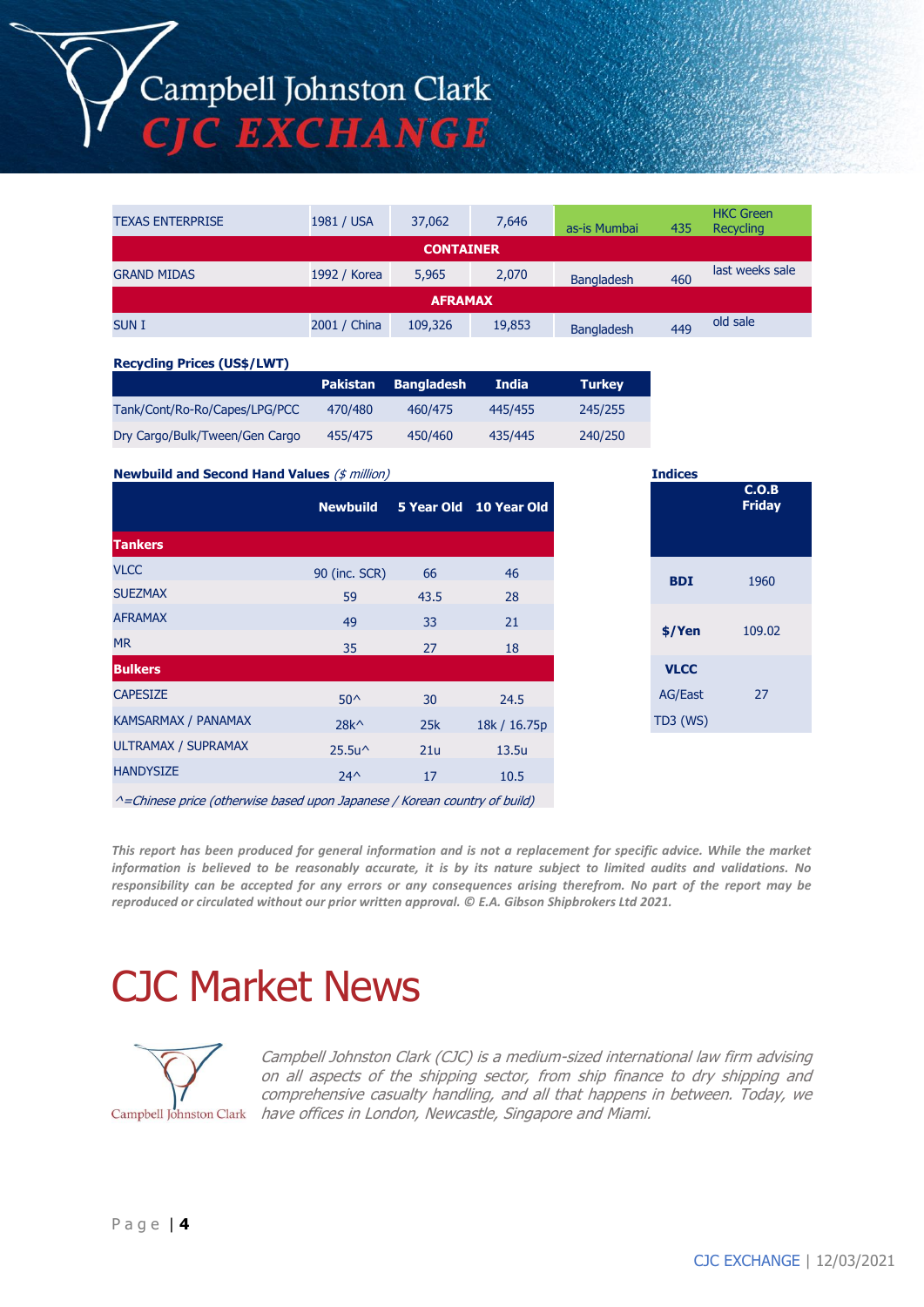| | | | | | | |
|---|---|---|---|---|---|---|
| TEXAS ENTERPRISE | 1981 / USA | 37,062 | 7,646 | as-is Mumbai | 435 | HKC Green Recycling |
| **CONTAINER** | | | | | | |
| GRAND MIDAS | 1992 / Korea | 5,965 | 2,070 | Bangladesh | 460 | last weeks sale |
| **AFRAMAX** | | | | | | |
| SUN I | 2001 / China | 109,326 | 19,853 | Bangladesh | 449 | old sale |

**Recycling Prices (US$/LWT)**

| | Pakistan | Bangladesh | India | Turkey |
|---|---|---|---|---|
| Tank/Cont/Ro-Ro/Capes/LPG/PCC | 470/480 | 460/475 | 445/455 | 245/255 |
| Dry Cargo/Bulk/Tween/Gen Cargo | 455/475 | 450/460 | 435/445 | 240/250 |

**Newbuild and Second Hand Values** *($ million)*

| | Newbuild | 5 Year Old | 10 Year Old |
|---|---|---|---|
| **Tankers** | | | |
| VLCC | 90 (inc. SCR) | 66 | 46 |
| SUEZMAX | 59 | 43.5 | 28 |
| AFRAMAX | 49 | 33 | 21 |
| MR | 35 | 27 | 18 |
| **Bulkers** | | | |
| CAPESIZE | 50^ | 30 | 24.5 |
| KAMSARMAX / PANAMAX | 28k^ | 25k | 18k / 16.75p |
| ULTRAMAX / SUPRAMAX | 25.5u^ | 21u | 13.5u |
| HANDYSIZE | 24^ | 17 | 10.5 |

*^=Chinese price (otherwise based upon Japanese / Korean country of build)*

**Indices**

| | C.O.B Friday |
|---|---|
| **BDI** | 1960 |
| **$/Yen** | 109.02 |
| **VLCC** AG/East TD3 (WS) | 27 |

***This report has been produced for general information and is not a replacement for specific advice. While the market information is believed to be reasonably accurate, it is by its nature subject to limited audits and validations. No responsibility can be accepted for any errors or any consequences arising therefrom. No part of the report may be reproduced or circulated without our prior written approval. © E.A. Gibson Shipbrokers Ltd 2021.***

# CJC Market News

*Campbell Johnston Clark (CJC) is a medium-sized international law firm advising on all aspects of the shipping sector, from ship finance to dry shipping and comprehensive casualty handling, and all that happens in between. Today, we have offices in London, Newcastle, Singapore and Miami.*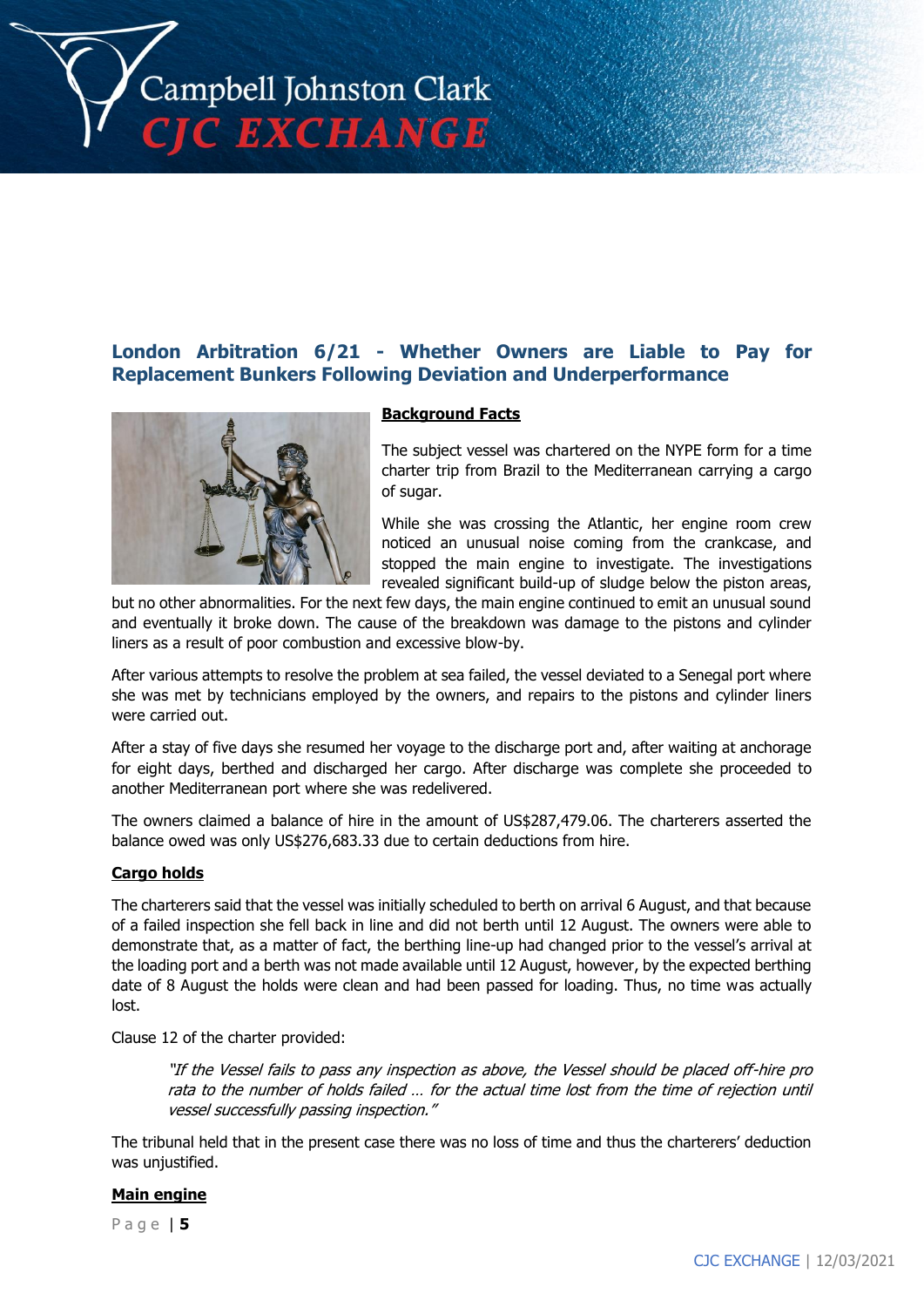## London Arbitration 6/21 - Whether Owners are Liable to Pay for Replacement Bunkers Following Deviation and Underperformance

**Background Facts**

The subject vessel was chartered on the NYPE form for a time charter trip from Brazil to the Mediterranean carrying a cargo of sugar.

While she was crossing the Atlantic, her engine room crew noticed an unusual noise coming from the crankcase, and stopped the main engine to investigate. The investigations revealed significant build-up of sludge below the piston areas, but no other abnormalities. For the next few days, the main engine continued to emit an unusual sound and eventually it broke down. The cause of the breakdown was damage to the pistons and cylinder liners as a result of poor combustion and excessive blow-by.

After various attempts to resolve the problem at sea failed, the vessel deviated to a Senegal port where she was met by technicians employed by the owners, and repairs to the pistons and cylinder liners were carried out.

After a stay of five days she resumed her voyage to the discharge port and, after waiting at anchorage for eight days, berthed and discharged her cargo. After discharge was complete she proceeded to another Mediterranean port where she was redelivered.

The owners claimed a balance of hire in the amount of US$287,479.06. The charterers asserted the balance owed was only US$276,683.33 due to certain deductions from hire.

**Cargo holds**

The charterers said that the vessel was initially scheduled to berth on arrival 6 August, and that because of a failed inspection she fell back in line and did not berth until 12 August. The owners were able to demonstrate that, as a matter of fact, the berthing line-up had changed prior to the vessel's arrival at the loading port and a berth was not made available until 12 August, however, by the expected berthing date of 8 August the holds were clean and had been passed for loading. Thus, no time was actually lost.

Clause 12 of the charter provided:

> *"If the Vessel fails to pass any inspection as above, the Vessel should be placed off-hire pro rata to the number of holds failed … for the actual time lost from the time of rejection until vessel successfully passing inspection."*

The tribunal held that in the present case there was no loss of time and thus the charterers' deduction was unjustified.

**Main engine**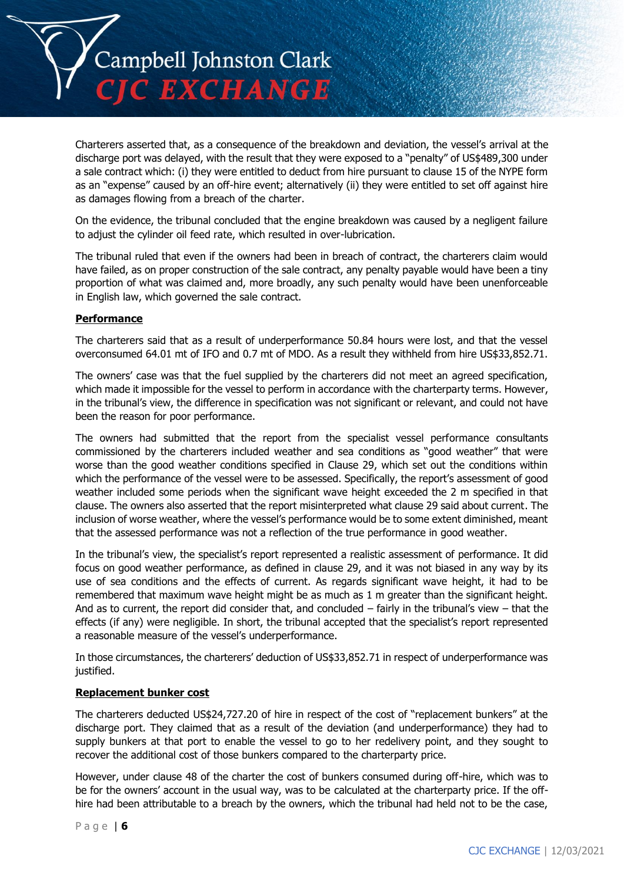Charterers asserted that, as a consequence of the breakdown and deviation, the vessel's arrival at the discharge port was delayed, with the result that they were exposed to a "penalty" of US$489,300 under a sale contract which: (i) they were entitled to deduct from hire pursuant to clause 15 of the NYPE form as an "expense" caused by an off-hire event; alternatively (ii) they were entitled to set off against hire as damages flowing from a breach of the charter.

On the evidence, the tribunal concluded that the engine breakdown was caused by a negligent failure to adjust the cylinder oil feed rate, which resulted in over-lubrication.

The tribunal ruled that even if the owners had been in breach of contract, the charterers claim would have failed, as on proper construction of the sale contract, any penalty payable would have been a tiny proportion of what was claimed and, more broadly, any such penalty would have been unenforceable in English law, which governed the sale contract.

**Performance**

The charterers said that as a result of underperformance 50.84 hours were lost, and that the vessel overconsumed 64.01 mt of IFO and 0.7 mt of MDO. As a result they withheld from hire US$33,852.71.

The owners' case was that the fuel supplied by the charterers did not meet an agreed specification, which made it impossible for the vessel to perform in accordance with the charterparty terms. However, in the tribunal's view, the difference in specification was not significant or relevant, and could not have been the reason for poor performance.

The owners had submitted that the report from the specialist vessel performance consultants commissioned by the charterers included weather and sea conditions as "good weather" that were worse than the good weather conditions specified in Clause 29, which set out the conditions within which the performance of the vessel were to be assessed. Specifically, the report's assessment of good weather included some periods when the significant wave height exceeded the 2 m specified in that clause. The owners also asserted that the report misinterpreted what clause 29 said about current. The inclusion of worse weather, where the vessel's performance would be to some extent diminished, meant that the assessed performance was not a reflection of the true performance in good weather.

In the tribunal's view, the specialist's report represented a realistic assessment of performance. It did focus on good weather performance, as defined in clause 29, and it was not biased in any way by its use of sea conditions and the effects of current. As regards significant wave height, it had to be remembered that maximum wave height might be as much as 1 m greater than the significant height. And as to current, the report did consider that, and concluded – fairly in the tribunal's view – that the effects (if any) were negligible. In short, the tribunal accepted that the specialist's report represented a reasonable measure of the vessel's underperformance.

In those circumstances, the charterers' deduction of US$33,852.71 in respect of underperformance was justified.

**Replacement bunker cost**

The charterers deducted US$24,727.20 of hire in respect of the cost of "replacement bunkers" at the discharge port. They claimed that as a result of the deviation (and underperformance) they had to supply bunkers at that port to enable the vessel to go to her redelivery point, and they sought to recover the additional cost of those bunkers compared to the charterparty price.

However, under clause 48 of the charter the cost of bunkers consumed during off-hire, which was to be for the owners' account in the usual way, was to be calculated at the charterparty price. If the off-hire had been attributable to a breach by the owners, which the tribunal had held not to be the case,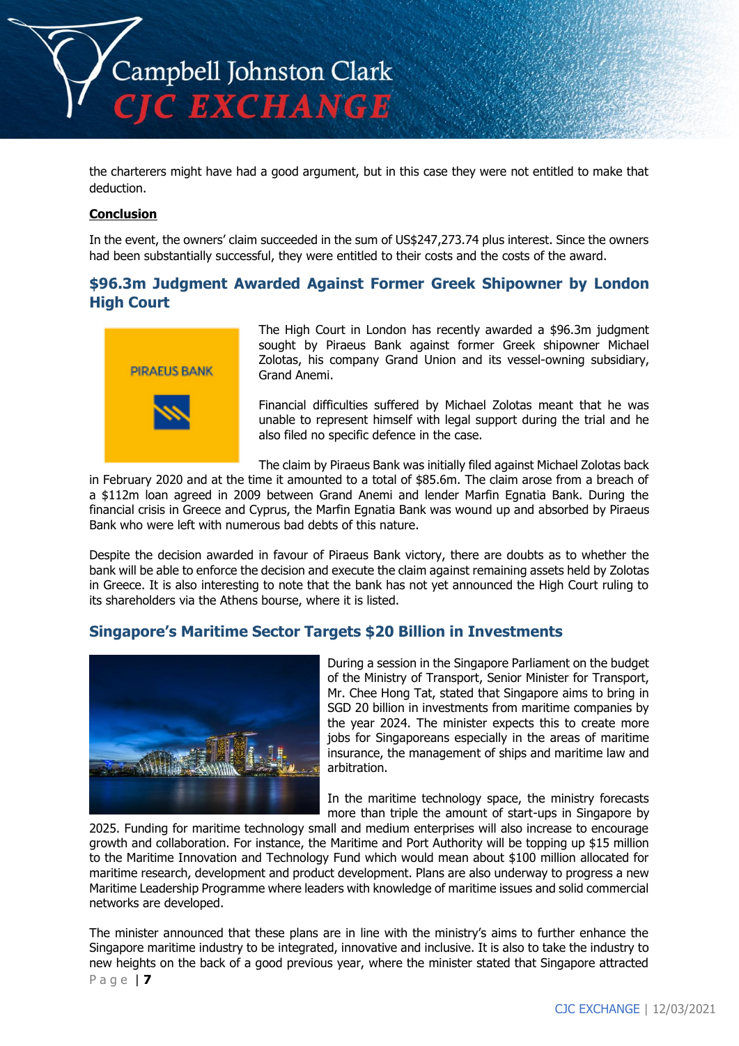the charterers might have had a good argument, but in this case they were not entitled to make that deduction.

**Conclusion**

In the event, the owners' claim succeeded in the sum of US$247,273.74 plus interest. Since the owners had been substantially successful, they were entitled to their costs and the costs of the award.

## $96.3m Judgment Awarded Against Former Greek Shipowner by London High Court

The High Court in London has recently awarded a $96.3m judgment sought by Piraeus Bank against former Greek shipowner Michael Zolotas, his company Grand Union and its vessel-owning subsidiary, Grand Anemi.

Financial difficulties suffered by Michael Zolotas meant that he was unable to represent himself with legal support during the trial and he also filed no specific defence in the case.

The claim by Piraeus Bank was initially filed against Michael Zolotas back in February 2020 and at the time it amounted to a total of $85.6m. The claim arose from a breach of a $112m loan agreed in 2009 between Grand Anemi and lender Marfin Egnatia Bank. During the financial crisis in Greece and Cyprus, the Marfin Egnatia Bank was wound up and absorbed by Piraeus Bank who were left with numerous bad debts of this nature.

Despite the decision awarded in favour of Piraeus Bank victory, there are doubts as to whether the bank will be able to enforce the decision and execute the claim against remaining assets held by Zolotas in Greece. It is also interesting to note that the bank has not yet announced the High Court ruling to its shareholders via the Athens bourse, where it is listed.

## Singapore's Maritime Sector Targets $20 Billion in Investments

During a session in the Singapore Parliament on the budget of the Ministry of Transport, Senior Minister for Transport, Mr. Chee Hong Tat, stated that Singapore aims to bring in SGD 20 billion in investments from maritime companies by the year 2024. The minister expects this to create more jobs for Singaporeans especially in the areas of maritime insurance, the management of ships and maritime law and arbitration.

In the maritime technology space, the ministry forecasts more than triple the amount of start-ups in Singapore by 2025. Funding for maritime technology small and medium enterprises will also increase to encourage growth and collaboration. For instance, the Maritime and Port Authority will be topping up $15 million to the Maritime Innovation and Technology Fund which would mean about $100 million allocated for maritime research, development and product development. Plans are also underway to progress a new Maritime Leadership Programme where leaders with knowledge of maritime issues and solid commercial networks are developed.

The minister announced that these plans are in line with the ministry's aims to further enhance the Singapore maritime industry to be integrated, innovative and inclusive. It is also to take the industry to new heights on the back of a good previous year, where the minister stated that Singapore attracted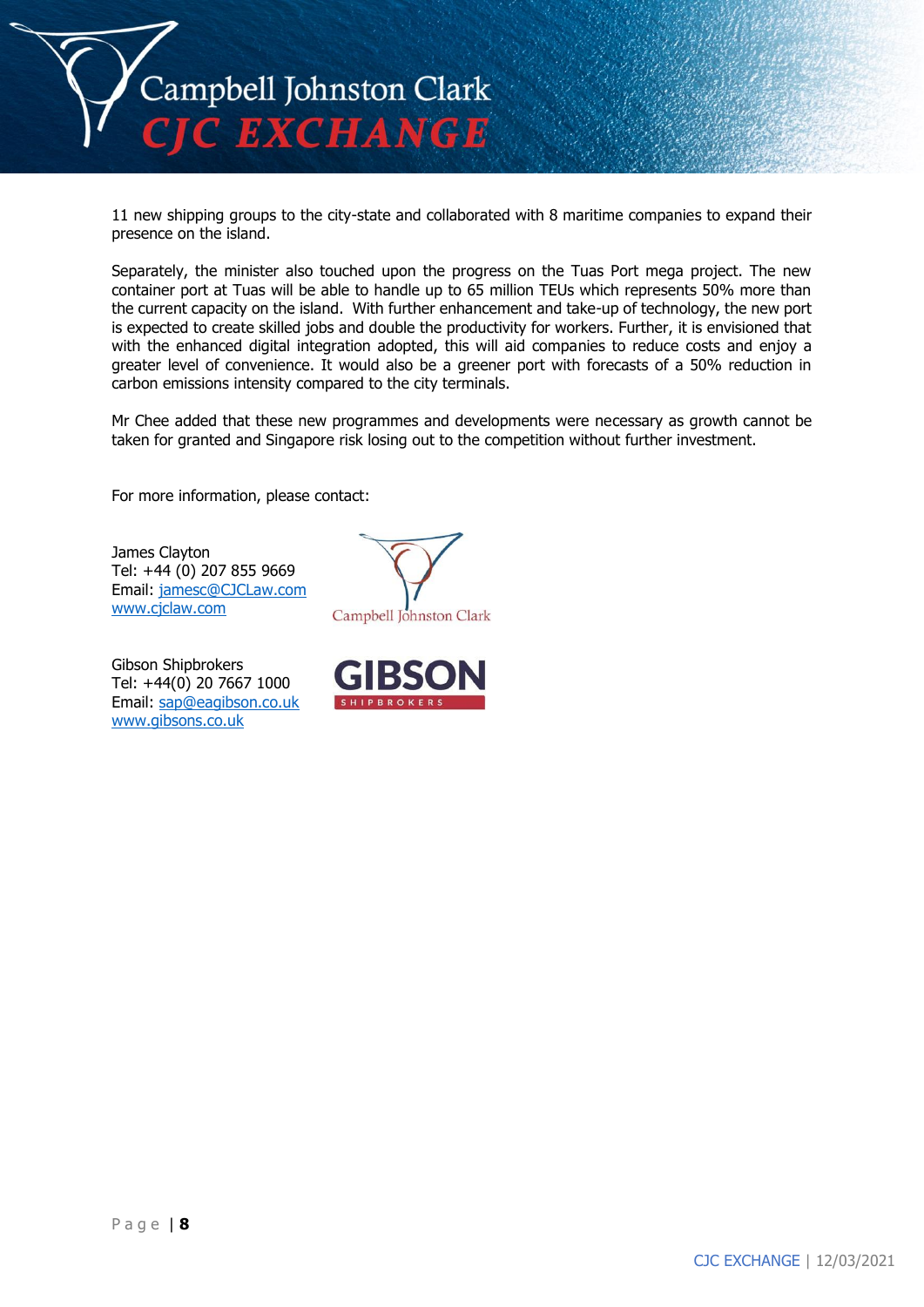11 new shipping groups to the city-state and collaborated with 8 maritime companies to expand their presence on the island.

Separately, the minister also touched upon the progress on the Tuas Port mega project. The new container port at Tuas will be able to handle up to 65 million TEUs which represents 50% more than the current capacity on the island. With further enhancement and take-up of technology, the new port is expected to create skilled jobs and double the productivity for workers. Further, it is envisioned that with the enhanced digital integration adopted, this will aid companies to reduce costs and enjoy a greater level of convenience. It would also be a greener port with forecasts of a 50% reduction in carbon emissions intensity compared to the city terminals.

Mr Chee added that these new programmes and developments were necessary as growth cannot be taken for granted and Singapore risk losing out to the competition without further investment.

For more information, please contact:

James Clayton
Tel: +44 (0) 207 855 9669
Email: jamesc@CJCLaw.com
www.cjclaw.com

Gibson Shipbrokers
Tel: +44(0) 20 7667 1000
Email: sap@eagibson.co.uk
www.gibsons.co.uk